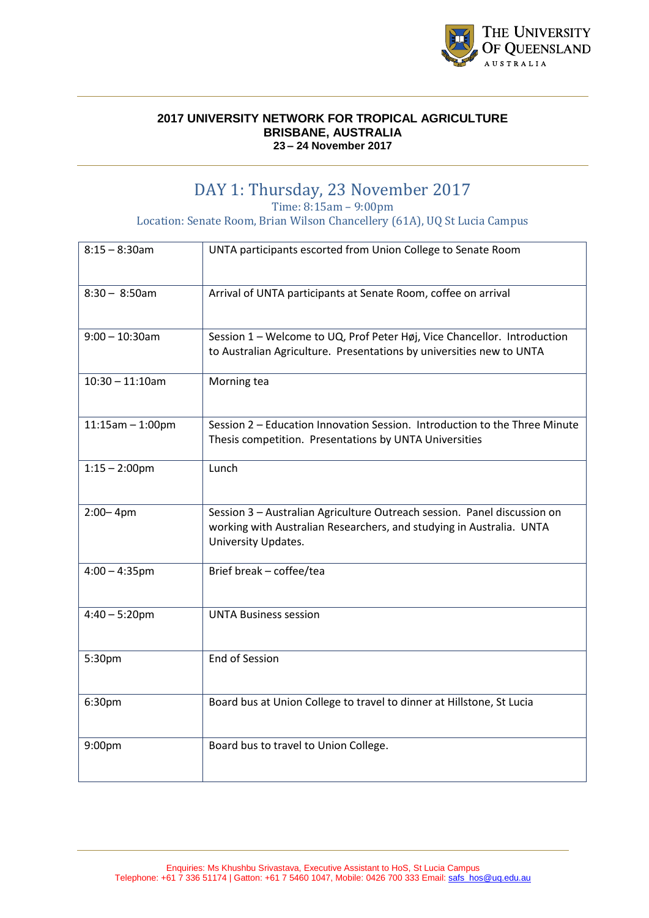THE UNIVERSITY OF QUEENSLAND
AUSTRALIA

**2017 UNIVERSITY NETWORK FOR TROPICAL AGRICULTURE**
**BRISBANE, AUSTRALIA**
**23 – 24 November 2017**

# DAY 1: Thursday, 23 November 2017

Time: 8:15am – 9:00pm
Location: Senate Room, Brian Wilson Chancellery (61A), UQ St Lucia Campus

| | |
|---|---|
| 8:15 – 8:30am | UNTA participants escorted from Union College to Senate Room |
| 8:30 – 8:50am | Arrival of UNTA participants at Senate Room, coffee on arrival |
| 9:00 – 10:30am | Session 1 – Welcome to UQ, Prof Peter Høj, Vice Chancellor. Introduction to Australian Agriculture. Presentations by universities new to UNTA |
| 10:30 – 11:10am | Morning tea |
| 11:15am – 1:00pm | Session 2 – Education Innovation Session. Introduction to the Three Minute Thesis competition. Presentations by UNTA Universities |
| 1:15 – 2:00pm | Lunch |
| 2:00– 4pm | Session 3 – Australian Agriculture Outreach session. Panel discussion on working with Australian Researchers, and studying in Australia. UNTA University Updates. |
| 4:00 – 4:35pm | Brief break – coffee/tea |
| 4:40 – 5:20pm | UNTA Business session |
| 5:30pm | End of Session |
| 6:30pm | Board bus at Union College to travel to dinner at Hillstone, St Lucia |
| 9:00pm | Board bus to travel to Union College. |

Enquiries: Ms Khushbu Srivastava, Executive Assistant to HoS, St Lucia Campus
Telephone: +61 7 336 51174 | Gatton: +61 7 5460 1047, Mobile: 0426 700 333 Email: safs_hos@uq.edu.au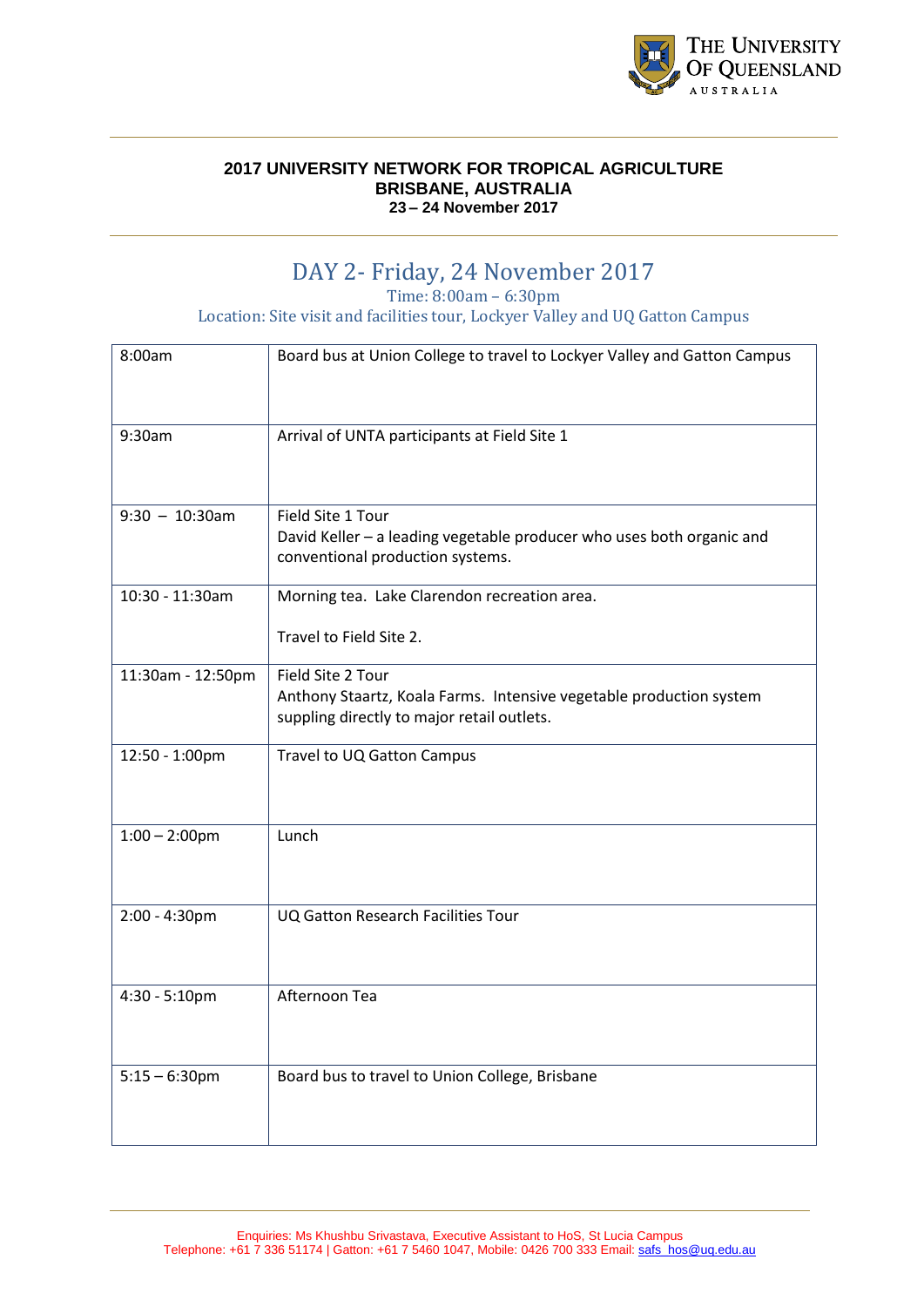**2017 UNIVERSITY NETWORK FOR TROPICAL AGRICULTURE**
**BRISBANE, AUSTRALIA**
**23 – 24 November 2017**

# DAY 2- Friday, 24 November 2017

Time: 8:00am – 6:30pm

Location: Site visit and facilities tour, Lockyer Valley and UQ Gatton Campus

| | |
|---|---|
| 8:00am | Board bus at Union College to travel to Lockyer Valley and Gatton Campus |
| 9:30am | Arrival of UNTA participants at Field Site 1 |
| 9:30 – 10:30am | Field Site 1 Tour<br>David Keller – a leading vegetable producer who uses both organic and conventional production systems. |
| 10:30 - 11:30am | Morning tea. Lake Clarendon recreation area.<br><br>Travel to Field Site 2. |
| 11:30am - 12:50pm | Field Site 2 Tour<br>Anthony Staartz, Koala Farms. Intensive vegetable production system suppling directly to major retail outlets. |
| 12:50 - 1:00pm | Travel to UQ Gatton Campus |
| 1:00 – 2:00pm | Lunch |
| 2:00 - 4:30pm | UQ Gatton Research Facilities Tour |
| 4:30 - 5:10pm | Afternoon Tea |
| 5:15 – 6:30pm | Board bus to travel to Union College, Brisbane |

Enquiries: Ms Khushbu Srivastava, Executive Assistant to HoS, St Lucia Campus
Telephone: +61 7 336 51174 | Gatton: +61 7 5460 1047, Mobile: 0426 700 333 Email: safs_hos@uq.edu.au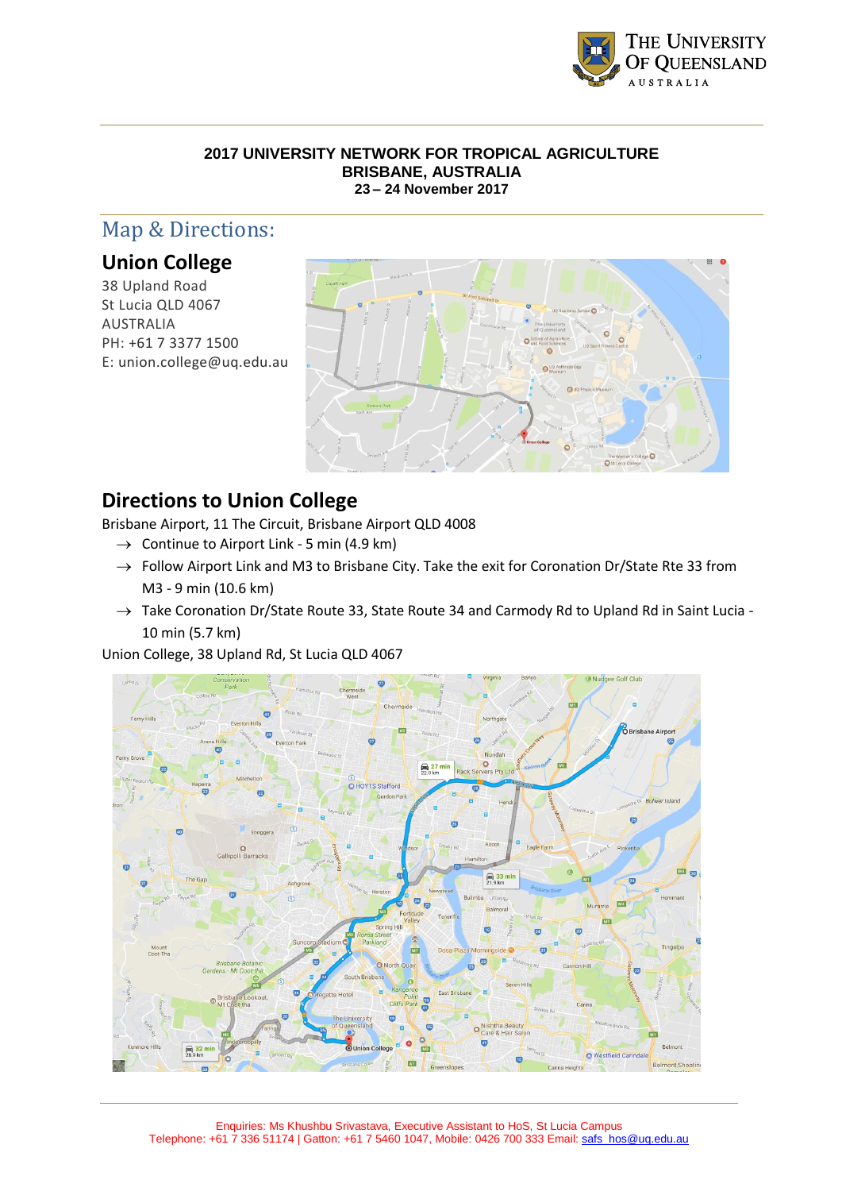**2017 UNIVERSITY NETWORK FOR TROPICAL AGRICULTURE**
**BRISBANE, AUSTRALIA**
**23 – 24 November 2017**

# Map & Directions:

## Union College

38 Upland Road
St Lucia QLD 4067
AUSTRALIA
PH: +61 7 3377 1500
E: union.college@uq.edu.au

## Directions to Union College

Brisbane Airport, 11 The Circuit, Brisbane Airport QLD 4008

- → Continue to Airport Link - 5 min (4.9 km)
- → Follow Airport Link and M3 to Brisbane City. Take the exit for Coronation Dr/State Rte 33 from M3 - 9 min (10.6 km)
- → Take Coronation Dr/State Route 33, State Route 34 and Carmody Rd to Upland Rd in Saint Lucia - 10 min (5.7 km)

Union College, 38 Upland Rd, St Lucia QLD 4067

Enquiries: Ms Khushbu Srivastava, Executive Assistant to HoS, St Lucia Campus
Telephone: +61 7 336 51174 | Gatton: +61 7 5460 1047, Mobile: 0426 700 333 Email: safs_hos@uq.edu.au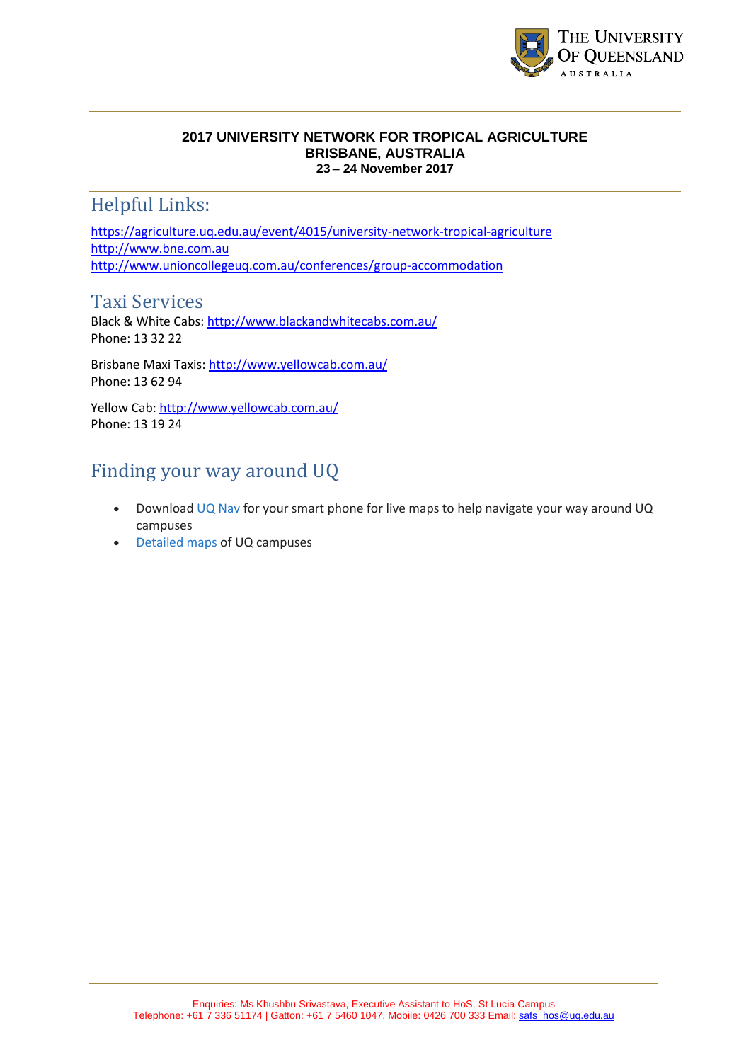**2017 UNIVERSITY NETWORK FOR TROPICAL AGRICULTURE**
**BRISBANE, AUSTRALIA**
**23 – 24 November 2017**

## Helpful Links:

https://agriculture.uq.edu.au/event/4015/university-network-tropical-agriculture
http://www.bne.com.au
http://www.unioncollegeuq.com.au/conferences/group-accommodation

## Taxi Services

Black & White Cabs: http://www.blackandwhitecabs.com.au/
Phone: 13 32 22

Brisbane Maxi Taxis: http://www.yellowcab.com.au/
Phone: 13 62 94

Yellow Cab: http://www.yellowcab.com.au/
Phone: 13 19 24

## Finding your way around UQ

- Download UQ Nav for your smart phone for live maps to help navigate your way around UQ campuses
- Detailed maps of UQ campuses

Enquiries: Ms Khushbu Srivastava, Executive Assistant to HoS, St Lucia Campus
Telephone: +61 7 336 51174 | Gatton: +61 7 5460 1047, Mobile: 0426 700 333 Email: safs_hos@uq.edu.au